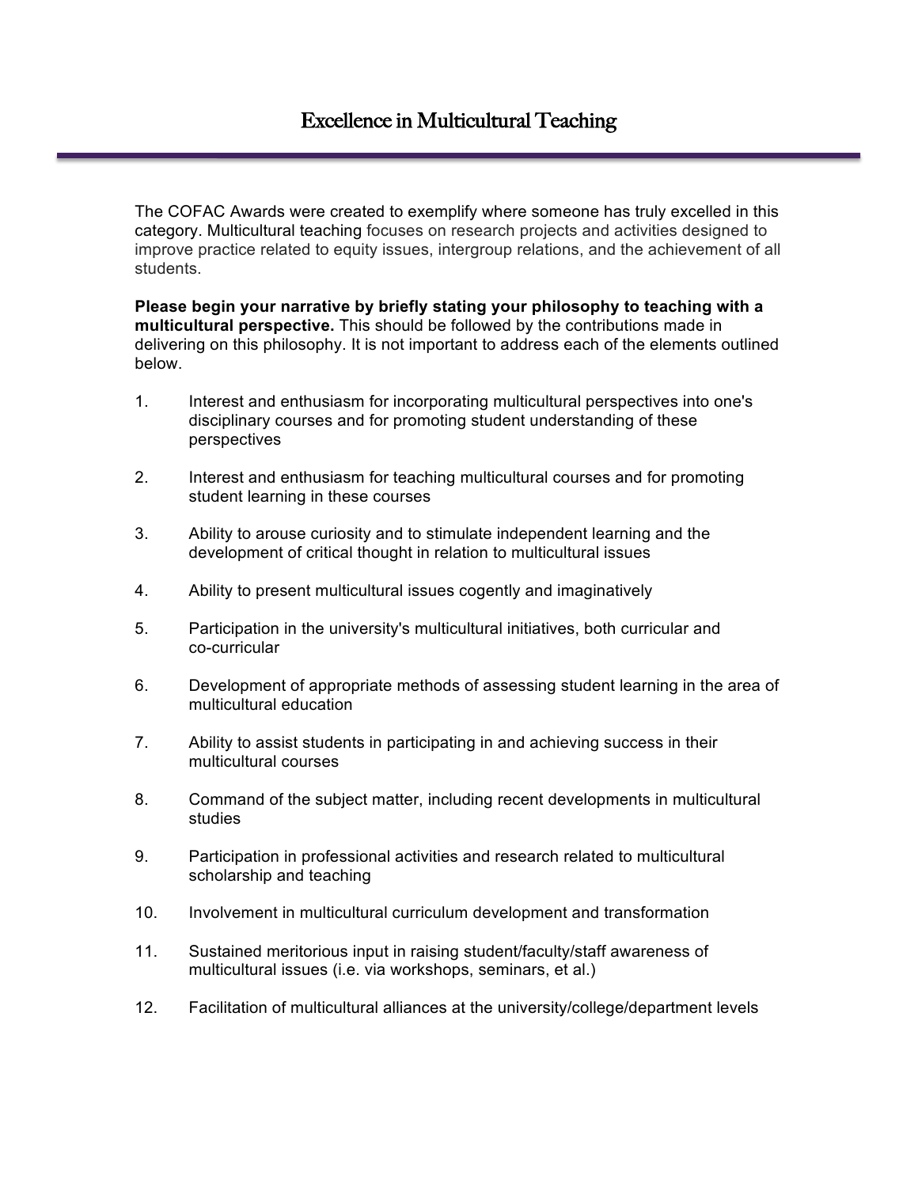# Excellence in Multicultural Teaching

The COFAC Awards were created to exemplify where someone has truly excelled in this category. Multicultural teaching focuses on research projects and activities designed to improve practice related to equity issues, intergroup relations, and the achievement of all students.

**Please begin your narrative by briefly stating your philosophy to teaching with a multicultural perspective.** This should be followed by the contributions made in delivering on this philosophy. It is not important to address each of the elements outlined below.

1. Interest and enthusiasm for incorporating multicultural perspectives into one's disciplinary courses and for promoting student understanding of these perspectives
2. Interest and enthusiasm for teaching multicultural courses and for promoting student learning in these courses
3. Ability to arouse curiosity and to stimulate independent learning and the development of critical thought in relation to multicultural issues
4. Ability to present multicultural issues cogently and imaginatively
5. Participation in the university's multicultural initiatives, both curricular and co-curricular
6. Development of appropriate methods of assessing student learning in the area of multicultural education
7. Ability to assist students in participating in and achieving success in their multicultural courses
8. Command of the subject matter, including recent developments in multicultural studies
9. Participation in professional activities and research related to multicultural scholarship and teaching
10. Involvement in multicultural curriculum development and transformation
11. Sustained meritorious input in raising student/faculty/staff awareness of multicultural issues (i.e. via workshops, seminars, et al.)
12. Facilitation of multicultural alliances at the university/college/department levels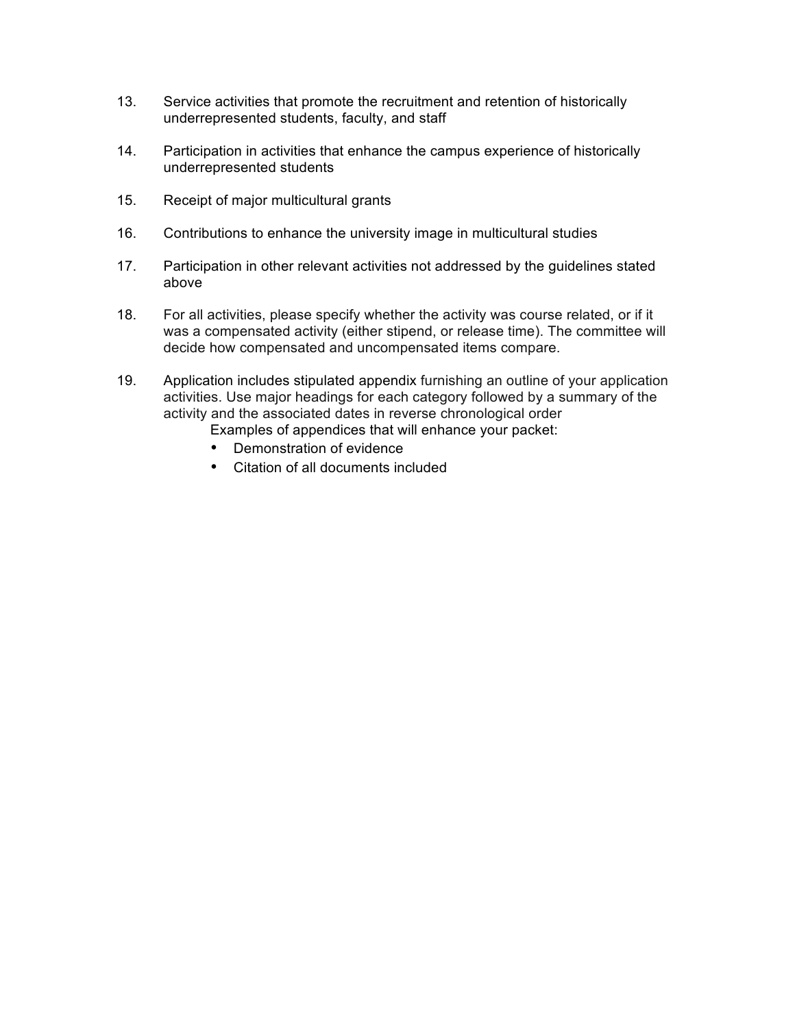13. Service activities that promote the recruitment and retention of historically underrepresented students, faculty, and staff

14. Participation in activities that enhance the campus experience of historically underrepresented students

15. Receipt of major multicultural grants

16. Contributions to enhance the university image in multicultural studies

17. Participation in other relevant activities not addressed by the guidelines stated above

18. For all activities, please specify whether the activity was course related, or if it was a compensated activity (either stipend, or release time). The committee will decide how compensated and uncompensated items compare.

19. Application includes stipulated appendix furnishing an outline of your application activities. Use major headings for each category followed by a summary of the activity and the associated dates in reverse chronological order

    Examples of appendices that will enhance your packet:

    - Demonstration of evidence
    - Citation of all documents included